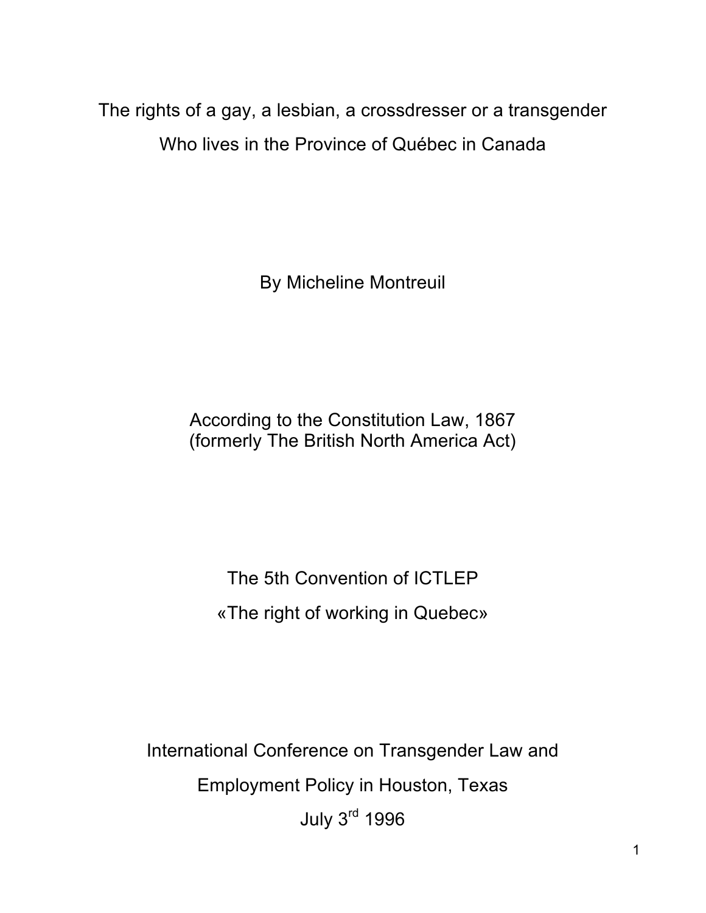# The rights of a gay, a lesbian, a crossdresser or a transgender Who lives in the Province of Québec in Canada

By Micheline Montreuil

According to the Constitution Law, 1867
(formerly The British North America Act)

The 5th Convention of ICTLEP
«The right of working in Quebec»

International Conference on Transgender Law and Employment Policy in Houston, Texas
July 3rd 1996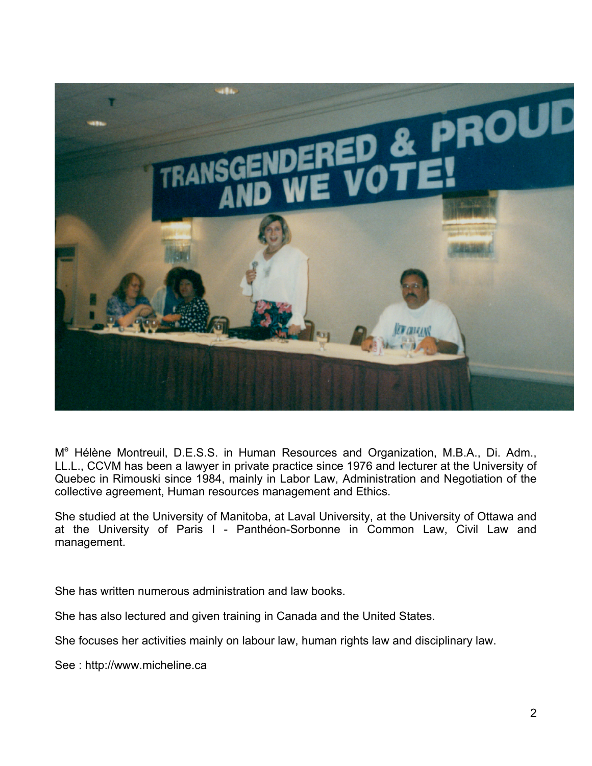M[e] Hélène Montreuil, D.E.S.S. in Human Resources and Organization, M.B.A., Di. Adm., LL.L., CCVM has been a lawyer in private practice since 1976 and lecturer at the University of Quebec in Rimouski since 1984, mainly in Labor Law, Administration and Negotiation of the collective agreement, Human resources management and Ethics.

She studied at the University of Manitoba, at Laval University, at the University of Ottawa and at the University of Paris I - Panthéon-Sorbonne in Common Law, Civil Law and management.

She has written numerous administration and law books.

She has also lectured and given training in Canada and the United States.

She focuses her activities mainly on labour law, human rights law and disciplinary law.

See : http://www.micheline.ca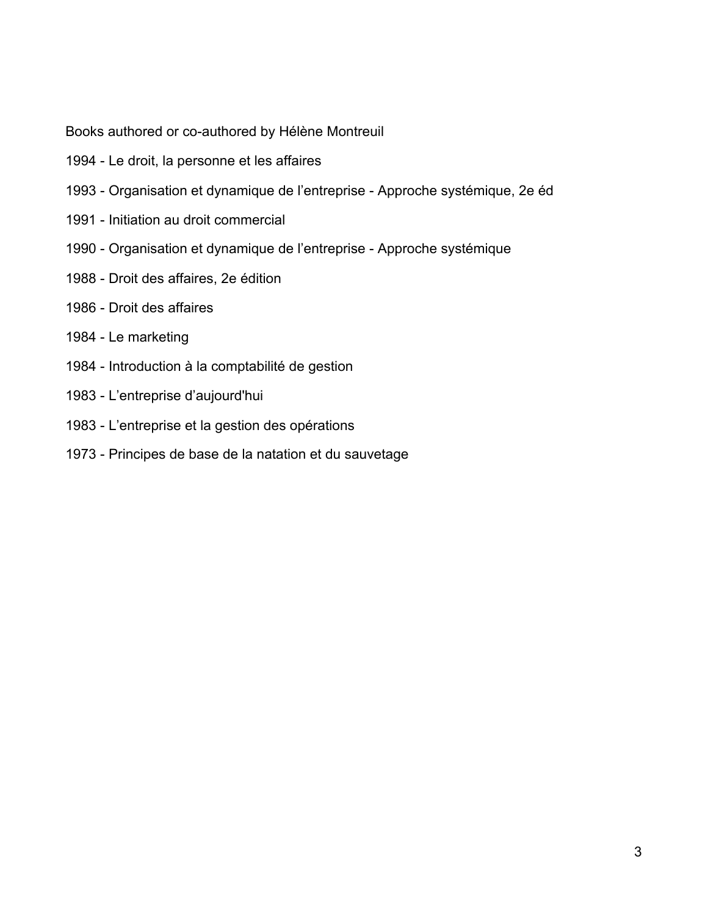Books authored or co-authored by Hélène Montreuil

1994 - Le droit, la personne et les affaires

1993 - Organisation et dynamique de l’entreprise - Approche systémique, 2e éd

1991 - Initiation au droit commercial

1990 - Organisation et dynamique de l’entreprise - Approche systémique

1988 - Droit des affaires, 2e édition

1986 - Droit des affaires

1984 - Le marketing

1984 - Introduction à la comptabilité de gestion

1983 - L’entreprise d’aujourd'hui

1983 - L’entreprise et la gestion des opérations

1973 - Principes de base de la natation et du sauvetage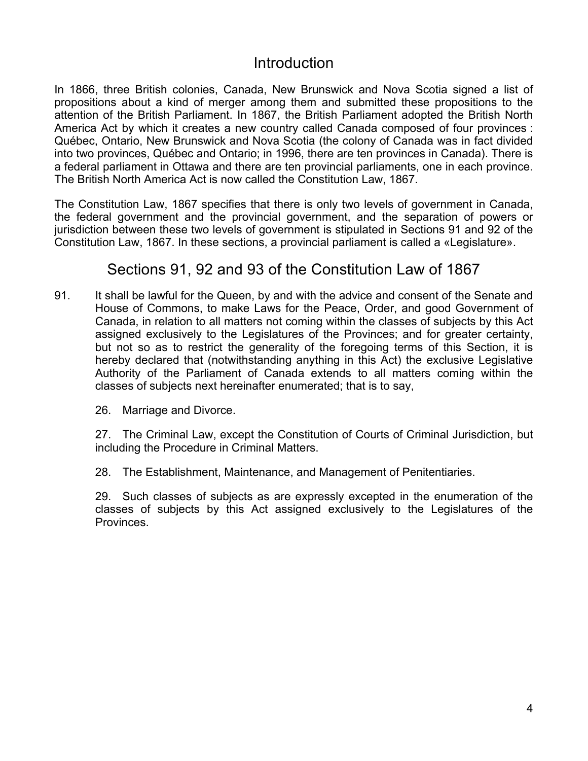## Introduction

In 1866, three British colonies, Canada, New Brunswick and Nova Scotia signed a list of propositions about a kind of merger among them and submitted these propositions to the attention of the British Parliament. In 1867, the British Parliament adopted the British North America Act by which it creates a new country called Canada composed of four provinces : Québec, Ontario, New Brunswick and Nova Scotia (the colony of Canada was in fact divided into two provinces, Québec and Ontario; in 1996, there are ten provinces in Canada). There is a federal parliament in Ottawa and there are ten provincial parliaments, one in each province. The British North America Act is now called the Constitution Law, 1867.

The Constitution Law, 1867 specifies that there is only two levels of government in Canada, the federal government and the provincial government, and the separation of powers or jurisdiction between these two levels of government is stipulated in Sections 91 and 92 of the Constitution Law, 1867. In these sections, a provincial parliament is called a «Legislature».

## Sections 91, 92 and 93 of the Constitution Law of 1867

91. It shall be lawful for the Queen, by and with the advice and consent of the Senate and House of Commons, to make Laws for the Peace, Order, and good Government of Canada, in relation to all matters not coming within the classes of subjects by this Act assigned exclusively to the Legislatures of the Provinces; and for greater certainty, but not so as to restrict the generality of the foregoing terms of this Section, it is hereby declared that (notwithstanding anything in this Act) the exclusive Legislative Authority of the Parliament of Canada extends to all matters coming within the classes of subjects next hereinafter enumerated; that is to say,

    26. Marriage and Divorce.

    27. The Criminal Law, except the Constitution of Courts of Criminal Jurisdiction, but including the Procedure in Criminal Matters.

    28. The Establishment, Maintenance, and Management of Penitentiaries.

    29. Such classes of subjects as are expressly excepted in the enumeration of the classes of subjects by this Act assigned exclusively to the Legislatures of the Provinces.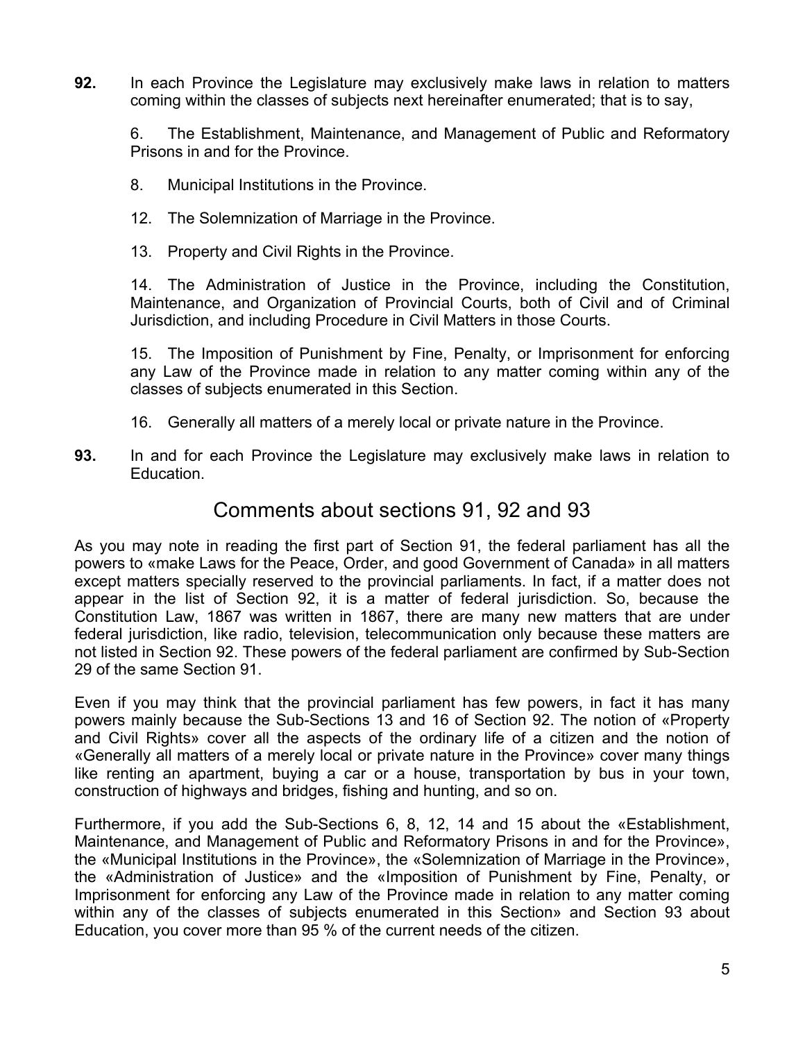**92.** In each Province the Legislature may exclusively make laws in relation to matters coming within the classes of subjects next hereinafter enumerated; that is to say,

6. The Establishment, Maintenance, and Management of Public and Reformatory Prisons in and for the Province.

8. Municipal Institutions in the Province.

12. The Solemnization of Marriage in the Province.

13. Property and Civil Rights in the Province.

14. The Administration of Justice in the Province, including the Constitution, Maintenance, and Organization of Provincial Courts, both of Civil and of Criminal Jurisdiction, and including Procedure in Civil Matters in those Courts.

15. The Imposition of Punishment by Fine, Penalty, or Imprisonment for enforcing any Law of the Province made in relation to any matter coming within any of the classes of subjects enumerated in this Section.

16. Generally all matters of a merely local or private nature in the Province.

**93.** In and for each Province the Legislature may exclusively make laws in relation to Education.

## Comments about sections 91, 92 and 93

As you may note in reading the first part of Section 91, the federal parliament has all the powers to «make Laws for the Peace, Order, and good Government of Canada» in all matters except matters specially reserved to the provincial parliaments. In fact, if a matter does not appear in the list of Section 92, it is a matter of federal jurisdiction. So, because the Constitution Law, 1867 was written in 1867, there are many new matters that are under federal jurisdiction, like radio, television, telecommunication only because these matters are not listed in Section 92. These powers of the federal parliament are confirmed by Sub-Section 29 of the same Section 91.

Even if you may think that the provincial parliament has few powers, in fact it has many powers mainly because the Sub-Sections 13 and 16 of Section 92. The notion of «Property and Civil Rights» cover all the aspects of the ordinary life of a citizen and the notion of «Generally all matters of a merely local or private nature in the Province» cover many things like renting an apartment, buying a car or a house, transportation by bus in your town, construction of highways and bridges, fishing and hunting, and so on.

Furthermore, if you add the Sub-Sections 6, 8, 12, 14 and 15 about the «Establishment, Maintenance, and Management of Public and Reformatory Prisons in and for the Province», the «Municipal Institutions in the Province», the «Solemnization of Marriage in the Province», the «Administration of Justice» and the «Imposition of Punishment by Fine, Penalty, or Imprisonment for enforcing any Law of the Province made in relation to any matter coming within any of the classes of subjects enumerated in this Section» and Section 93 about Education, you cover more than 95 % of the current needs of the citizen.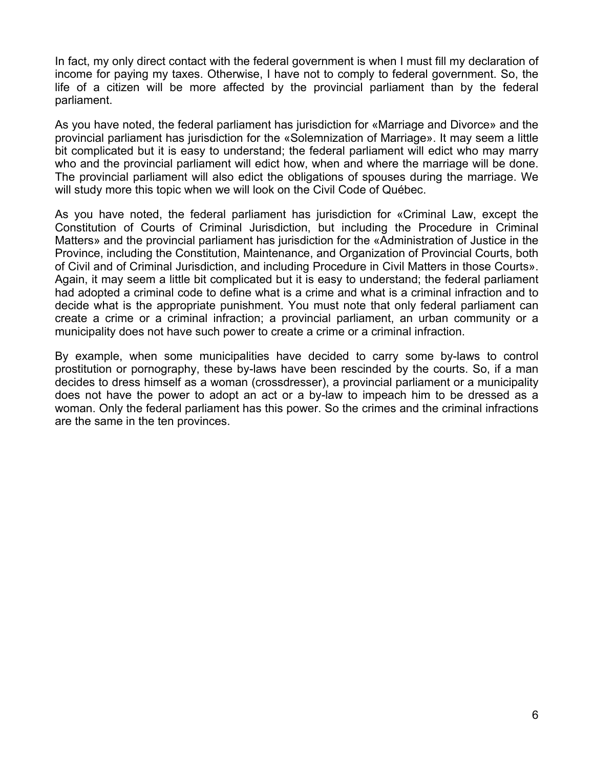In fact, my only direct contact with the federal government is when I must fill my declaration of income for paying my taxes. Otherwise, I have not to comply to federal government. So, the life of a citizen will be more affected by the provincial parliament than by the federal parliament.

As you have noted, the federal parliament has jurisdiction for «Marriage and Divorce» and the provincial parliament has jurisdiction for the «Solemnization of Marriage». It may seem a little bit complicated but it is easy to understand; the federal parliament will edict who may marry who and the provincial parliament will edict how, when and where the marriage will be done. The provincial parliament will also edict the obligations of spouses during the marriage. We will study more this topic when we will look on the Civil Code of Québec.

As you have noted, the federal parliament has jurisdiction for «Criminal Law, except the Constitution of Courts of Criminal Jurisdiction, but including the Procedure in Criminal Matters» and the provincial parliament has jurisdiction for the «Administration of Justice in the Province, including the Constitution, Maintenance, and Organization of Provincial Courts, both of Civil and of Criminal Jurisdiction, and including Procedure in Civil Matters in those Courts». Again, it may seem a little bit complicated but it is easy to understand; the federal parliament had adopted a criminal code to define what is a crime and what is a criminal infraction and to decide what is the appropriate punishment. You must note that only federal parliament can create a crime or a criminal infraction; a provincial parliament, an urban community or a municipality does not have such power to create a crime or a criminal infraction.

By example, when some municipalities have decided to carry some by-laws to control prostitution or pornography, these by-laws have been rescinded by the courts. So, if a man decides to dress himself as a woman (crossdresser), a provincial parliament or a municipality does not have the power to adopt an act or a by-law to impeach him to be dressed as a woman. Only the federal parliament has this power. So the crimes and the criminal infractions are the same in the ten provinces.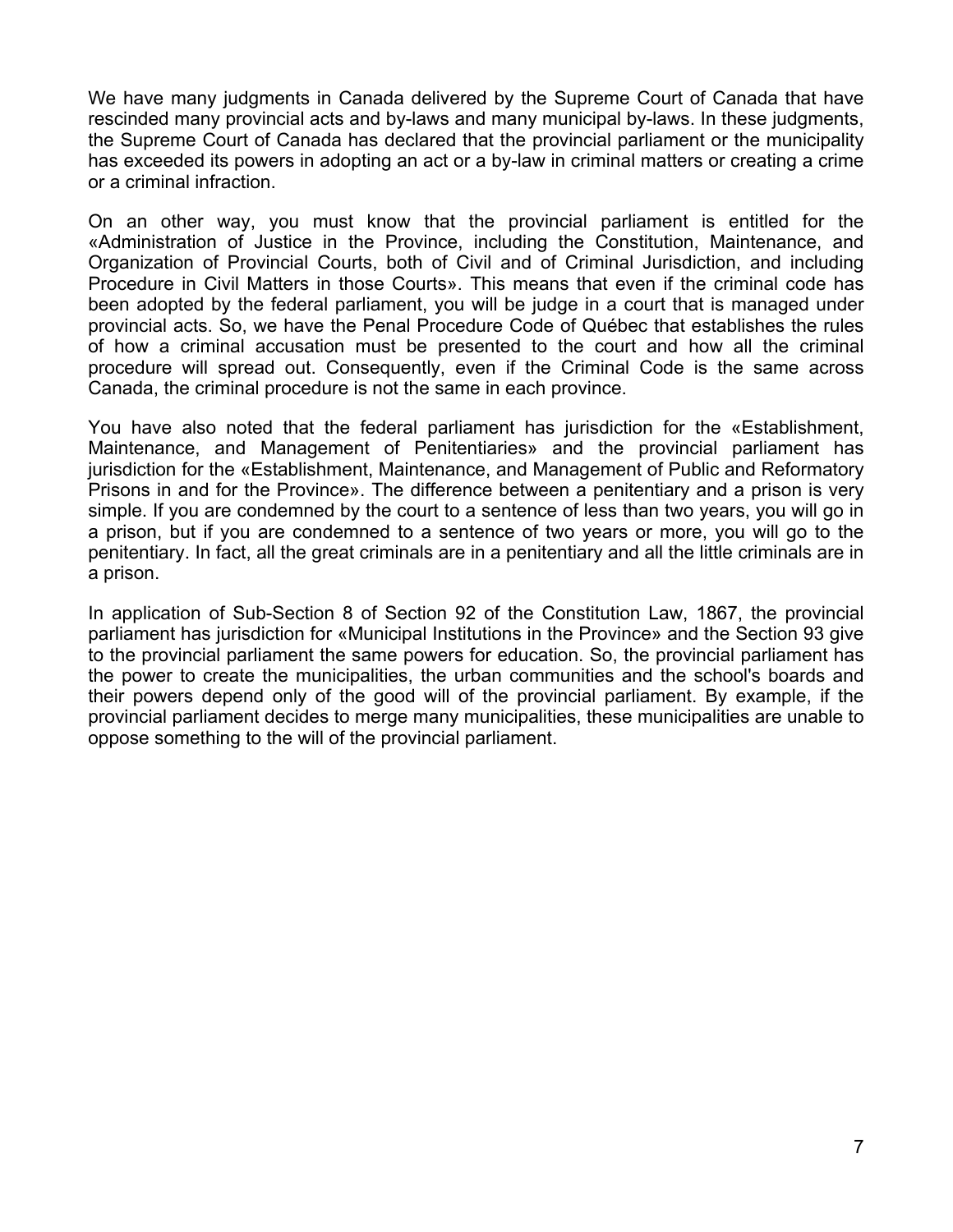We have many judgments in Canada delivered by the Supreme Court of Canada that have rescinded many provincial acts and by-laws and many municipal by-laws. In these judgments, the Supreme Court of Canada has declared that the provincial parliament or the municipality has exceeded its powers in adopting an act or a by-law in criminal matters or creating a crime or a criminal infraction.

On an other way, you must know that the provincial parliament is entitled for the «Administration of Justice in the Province, including the Constitution, Maintenance, and Organization of Provincial Courts, both of Civil and of Criminal Jurisdiction, and including Procedure in Civil Matters in those Courts». This means that even if the criminal code has been adopted by the federal parliament, you will be judge in a court that is managed under provincial acts. So, we have the Penal Procedure Code of Québec that establishes the rules of how a criminal accusation must be presented to the court and how all the criminal procedure will spread out. Consequently, even if the Criminal Code is the same across Canada, the criminal procedure is not the same in each province.

You have also noted that the federal parliament has jurisdiction for the «Establishment, Maintenance, and Management of Penitentiaries» and the provincial parliament has jurisdiction for the «Establishment, Maintenance, and Management of Public and Reformatory Prisons in and for the Province». The difference between a penitentiary and a prison is very simple. If you are condemned by the court to a sentence of less than two years, you will go in a prison, but if you are condemned to a sentence of two years or more, you will go to the penitentiary. In fact, all the great criminals are in a penitentiary and all the little criminals are in a prison.

In application of Sub-Section 8 of Section 92 of the Constitution Law, 1867, the provincial parliament has jurisdiction for «Municipal Institutions in the Province» and the Section 93 give to the provincial parliament the same powers for education. So, the provincial parliament has the power to create the municipalities, the urban communities and the school's boards and their powers depend only of the good will of the provincial parliament. By example, if the provincial parliament decides to merge many municipalities, these municipalities are unable to oppose something to the will of the provincial parliament.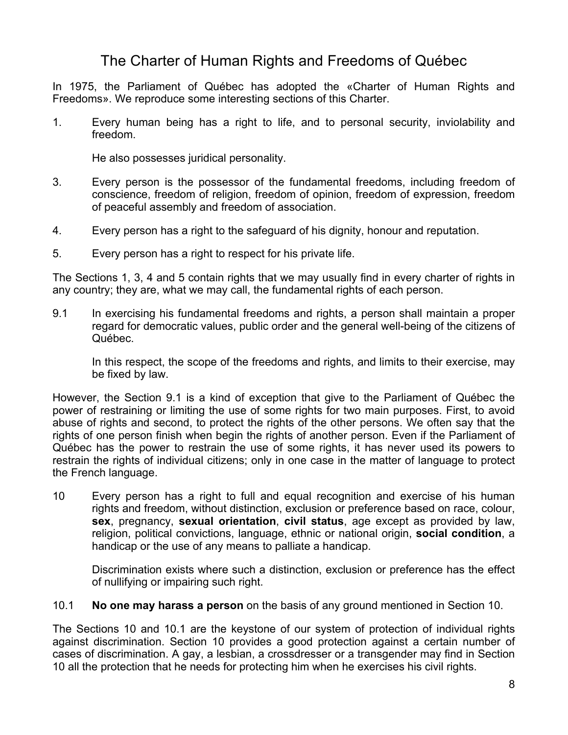# The Charter of Human Rights and Freedoms of Québec

In 1975, the Parliament of Québec has adopted the «Charter of Human Rights and Freedoms». We reproduce some interesting sections of this Charter.

1. Every human being has a right to life, and to personal security, inviolability and freedom.

   He also possesses juridical personality.

3. Every person is the possessor of the fundamental freedoms, including freedom of conscience, freedom of religion, freedom of opinion, freedom of expression, freedom of peaceful assembly and freedom of association.

4. Every person has a right to the safeguard of his dignity, honour and reputation.

5. Every person has a right to respect for his private life.

The Sections 1, 3, 4 and 5 contain rights that we may usually find in every charter of rights in any country; they are, what we may call, the fundamental rights of each person.

9.1 In exercising his fundamental freedoms and rights, a person shall maintain a proper regard for democratic values, public order and the general well-being of the citizens of Québec.

   In this respect, the scope of the freedoms and rights, and limits to their exercise, may be fixed by law.

However, the Section 9.1 is a kind of exception that give to the Parliament of Québec the power of restraining or limiting the use of some rights for two main purposes. First, to avoid abuse of rights and second, to protect the rights of the other persons. We often say that the rights of one person finish when begin the rights of another person. Even if the Parliament of Québec has the power to restrain the use of some rights, it has never used its powers to restrain the rights of individual citizens; only in one case in the matter of language to protect the French language.

10 Every person has a right to full and equal recognition and exercise of his human rights and freedom, without distinction, exclusion or preference based on race, colour, **sex**, pregnancy, **sexual orientation**, **civil status**, age except as provided by law, religion, political convictions, language, ethnic or national origin, **social condition**, a handicap or the use of any means to palliate a handicap.

   Discrimination exists where such a distinction, exclusion or preference has the effect of nullifying or impairing such right.

10.1 **No one may harass a person** on the basis of any ground mentioned in Section 10.

The Sections 10 and 10.1 are the keystone of our system of protection of individual rights against discrimination. Section 10 provides a good protection against a certain number of cases of discrimination. A gay, a lesbian, a crossdresser or a transgender may find in Section 10 all the protection that he needs for protecting him when he exercises his civil rights.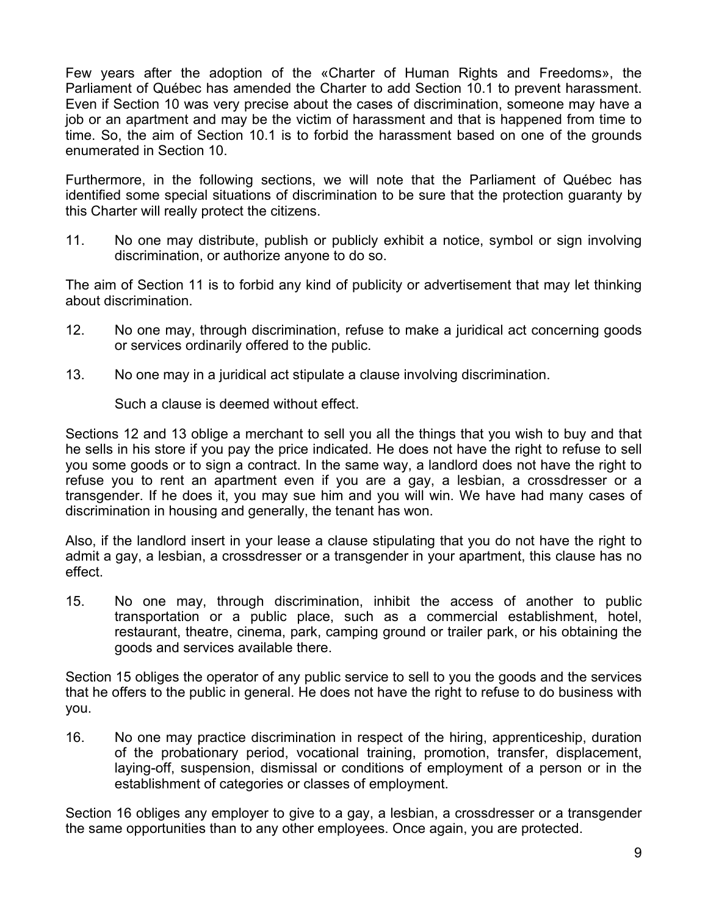Few years after the adoption of the «Charter of Human Rights and Freedoms», the Parliament of Québec has amended the Charter to add Section 10.1 to prevent harassment. Even if Section 10 was very precise about the cases of discrimination, someone may have a job or an apartment and may be the victim of harassment and that is happened from time to time. So, the aim of Section 10.1 is to forbid the harassment based on one of the grounds enumerated in Section 10.

Furthermore, in the following sections, we will note that the Parliament of Québec has identified some special situations of discrimination to be sure that the protection guaranty by this Charter will really protect the citizens.

11. No one may distribute, publish or publicly exhibit a notice, symbol or sign involving discrimination, or authorize anyone to do so.

The aim of Section 11 is to forbid any kind of publicity or advertisement that may let thinking about discrimination.

12. No one may, through discrimination, refuse to make a juridical act concerning goods or services ordinarily offered to the public.

13. No one may in a juridical act stipulate a clause involving discrimination.

    Such a clause is deemed without effect.

Sections 12 and 13 oblige a merchant to sell you all the things that you wish to buy and that he sells in his store if you pay the price indicated. He does not have the right to refuse to sell you some goods or to sign a contract. In the same way, a landlord does not have the right to refuse you to rent an apartment even if you are a gay, a lesbian, a crossdresser or a transgender. If he does it, you may sue him and you will win. We have had many cases of discrimination in housing and generally, the tenant has won.

Also, if the landlord insert in your lease a clause stipulating that you do not have the right to admit a gay, a lesbian, a crossdresser or a transgender in your apartment, this clause has no effect.

15. No one may, through discrimination, inhibit the access of another to public transportation or a public place, such as a commercial establishment, hotel, restaurant, theatre, cinema, park, camping ground or trailer park, or his obtaining the goods and services available there.

Section 15 obliges the operator of any public service to sell to you the goods and the services that he offers to the public in general. He does not have the right to refuse to do business with you.

16. No one may practice discrimination in respect of the hiring, apprenticeship, duration of the probationary period, vocational training, promotion, transfer, displacement, laying-off, suspension, dismissal or conditions of employment of a person or in the establishment of categories or classes of employment.

Section 16 obliges any employer to give to a gay, a lesbian, a crossdresser or a transgender the same opportunities than to any other employees. Once again, you are protected.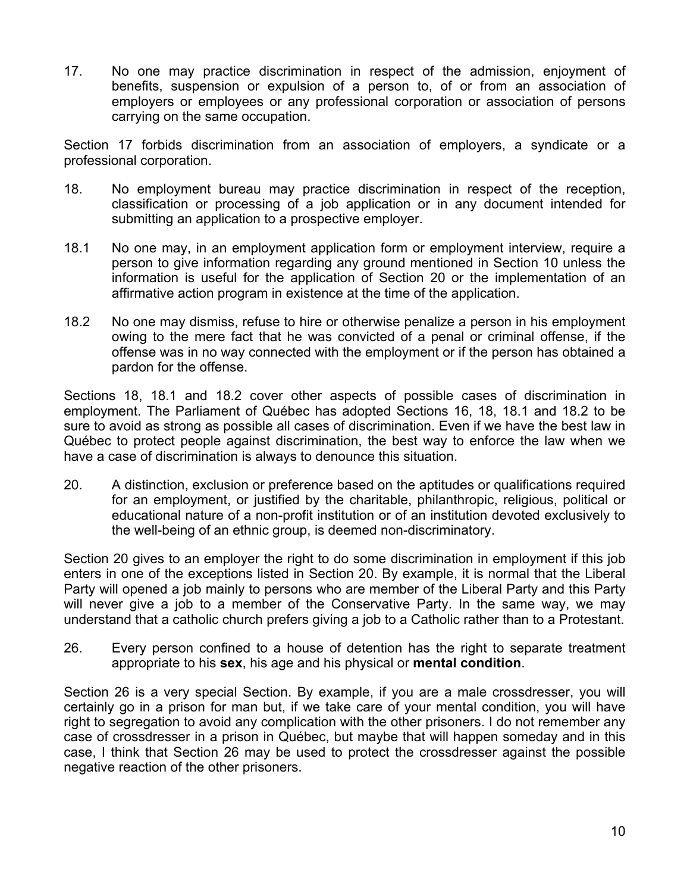17. No one may practice discrimination in respect of the admission, enjoyment of benefits, suspension or expulsion of a person to, of or from an association of employers or employees or any professional corporation or association of persons carrying on the same occupation.

Section 17 forbids discrimination from an association of employers, a syndicate or a professional corporation.

18. No employment bureau may practice discrimination in respect of the reception, classification or processing of a job application or in any document intended for submitting an application to a prospective employer.

18.1 No one may, in an employment application form or employment interview, require a person to give information regarding any ground mentioned in Section 10 unless the information is useful for the application of Section 20 or the implementation of an affirmative action program in existence at the time of the application.

18.2 No one may dismiss, refuse to hire or otherwise penalize a person in his employment owing to the mere fact that he was convicted of a penal or criminal offense, if the offense was in no way connected with the employment or if the person has obtained a pardon for the offense.

Sections 18, 18.1 and 18.2 cover other aspects of possible cases of discrimination in employment. The Parliament of Québec has adopted Sections 16, 18, 18.1 and 18.2 to be sure to avoid as strong as possible all cases of discrimination. Even if we have the best law in Québec to protect people against discrimination, the best way to enforce the law when we have a case of discrimination is always to denounce this situation.

20. A distinction, exclusion or preference based on the aptitudes or qualifications required for an employment, or justified by the charitable, philanthropic, religious, political or educational nature of a non-profit institution or of an institution devoted exclusively to the well-being of an ethnic group, is deemed non-discriminatory.

Section 20 gives to an employer the right to do some discrimination in employment if this job enters in one of the exceptions listed in Section 20. By example, it is normal that the Liberal Party will opened a job mainly to persons who are member of the Liberal Party and this Party will never give a job to a member of the Conservative Party. In the same way, we may understand that a catholic church prefers giving a job to a Catholic rather than to a Protestant.

26. Every person confined to a house of detention has the right to separate treatment appropriate to his **sex**, his age and his physical or **mental condition**.

Section 26 is a very special Section. By example, if you are a male crossdresser, you will certainly go in a prison for man but, if we take care of your mental condition, you will have right to segregation to avoid any complication with the other prisoners. I do not remember any case of crossdresser in a prison in Québec, but maybe that will happen someday and in this case, I think that Section 26 may be used to protect the crossdresser against the possible negative reaction of the other prisoners.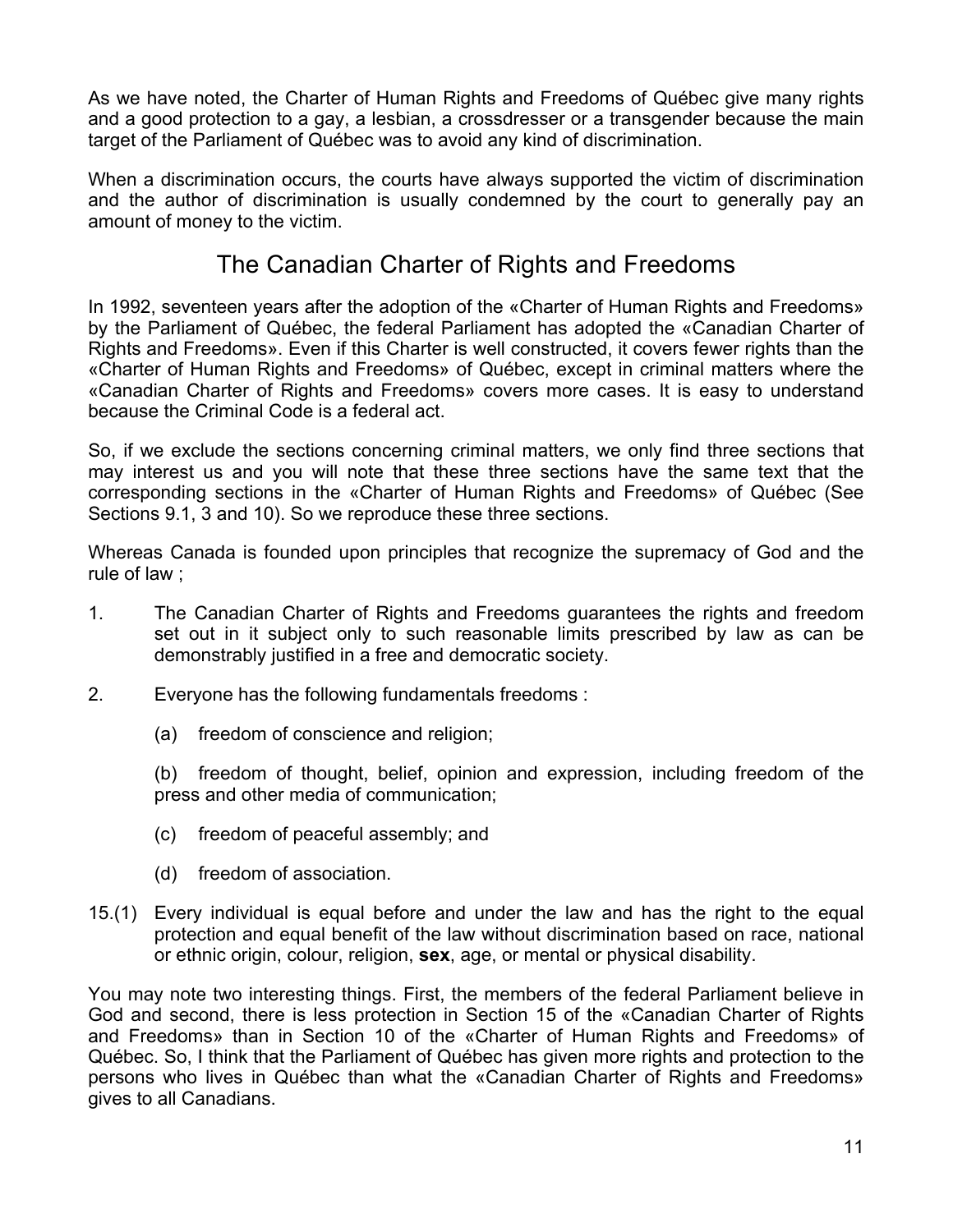As we have noted, the Charter of Human Rights and Freedoms of Québec give many rights and a good protection to a gay, a lesbian, a crossdresser or a transgender because the main target of the Parliament of Québec was to avoid any kind of discrimination.

When a discrimination occurs, the courts have always supported the victim of discrimination and the author of discrimination is usually condemned by the court to generally pay an amount of money to the victim.

## The Canadian Charter of Rights and Freedoms

In 1992, seventeen years after the adoption of the «Charter of Human Rights and Freedoms» by the Parliament of Québec, the federal Parliament has adopted the «Canadian Charter of Rights and Freedoms». Even if this Charter is well constructed, it covers fewer rights than the «Charter of Human Rights and Freedoms» of Québec, except in criminal matters where the «Canadian Charter of Rights and Freedoms» covers more cases. It is easy to understand because the Criminal Code is a federal act.

So, if we exclude the sections concerning criminal matters, we only find three sections that may interest us and you will note that these three sections have the same text that the corresponding sections in the «Charter of Human Rights and Freedoms» of Québec (See Sections 9.1, 3 and 10). So we reproduce these three sections.

Whereas Canada is founded upon principles that recognize the supremacy of God and the rule of law ;

1. The Canadian Charter of Rights and Freedoms guarantees the rights and freedom set out in it subject only to such reasonable limits prescribed by law as can be demonstrably justified in a free and democratic society.

2. Everyone has the following fundamentals freedoms :

   (a) freedom of conscience and religion;

   (b) freedom of thought, belief, opinion and expression, including freedom of the press and other media of communication;

   (c) freedom of peaceful assembly; and

   (d) freedom of association.

15.(1) Every individual is equal before and under the law and has the right to the equal protection and equal benefit of the law without discrimination based on race, national or ethnic origin, colour, religion, **sex**, age, or mental or physical disability.

You may note two interesting things. First, the members of the federal Parliament believe in God and second, there is less protection in Section 15 of the «Canadian Charter of Rights and Freedoms» than in Section 10 of the «Charter of Human Rights and Freedoms» of Québec. So, I think that the Parliament of Québec has given more rights and protection to the persons who lives in Québec than what the «Canadian Charter of Rights and Freedoms» gives to all Canadians.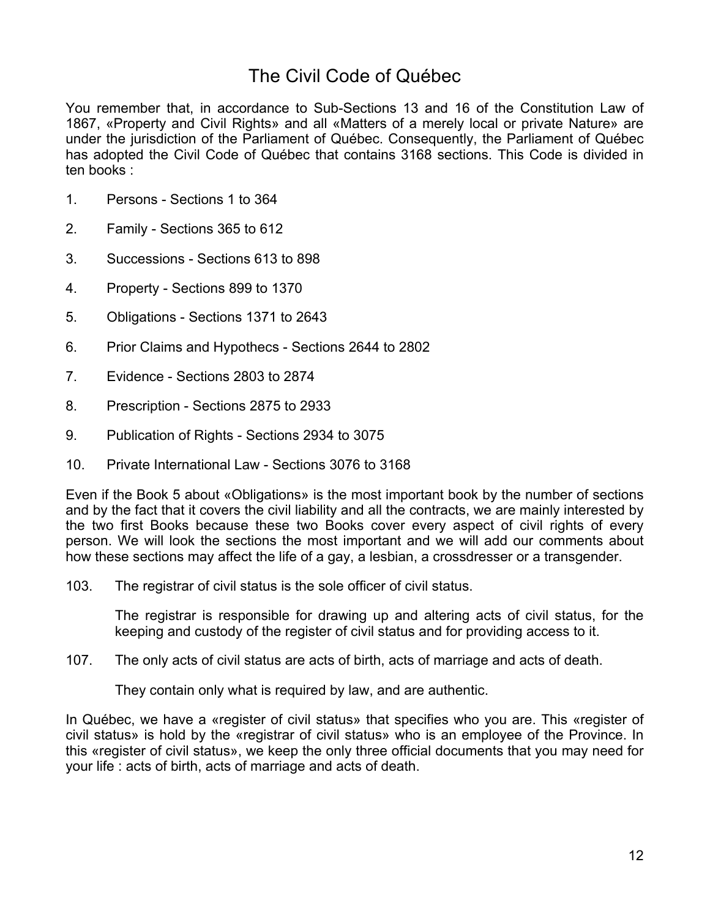# The Civil Code of Québec

You remember that, in accordance to Sub-Sections 13 and 16 of the Constitution Law of 1867, «Property and Civil Rights» and all «Matters of a merely local or private Nature» are under the jurisdiction of the Parliament of Québec. Consequently, the Parliament of Québec has adopted the Civil Code of Québec that contains 3168 sections. This Code is divided in ten books :

1. Persons - Sections 1 to 364
2. Family - Sections 365 to 612
3. Successions - Sections 613 to 898
4. Property - Sections 899 to 1370
5. Obligations - Sections 1371 to 2643
6. Prior Claims and Hypothecs - Sections 2644 to 2802
7. Evidence - Sections 2803 to 2874
8. Prescription - Sections 2875 to 2933
9. Publication of Rights - Sections 2934 to 3075
10. Private International Law - Sections 3076 to 3168

Even if the Book 5 about «Obligations» is the most important book by the number of sections and by the fact that it covers the civil liability and all the contracts, we are mainly interested by the two first Books because these two Books cover every aspect of civil rights of every person. We will look the sections the most important and we will add our comments about how these sections may affect the life of a gay, a lesbian, a crossdresser or a transgender.

103. The registrar of civil status is the sole officer of civil status.

     The registrar is responsible for drawing up and altering acts of civil status, for the keeping and custody of the register of civil status and for providing access to it.

107. The only acts of civil status are acts of birth, acts of marriage and acts of death.

     They contain only what is required by law, and are authentic.

In Québec, we have a «register of civil status» that specifies who you are. This «register of civil status» is hold by the «registrar of civil status» who is an employee of the Province. In this «register of civil status», we keep the only three official documents that you may need for your life : acts of birth, acts of marriage and acts of death.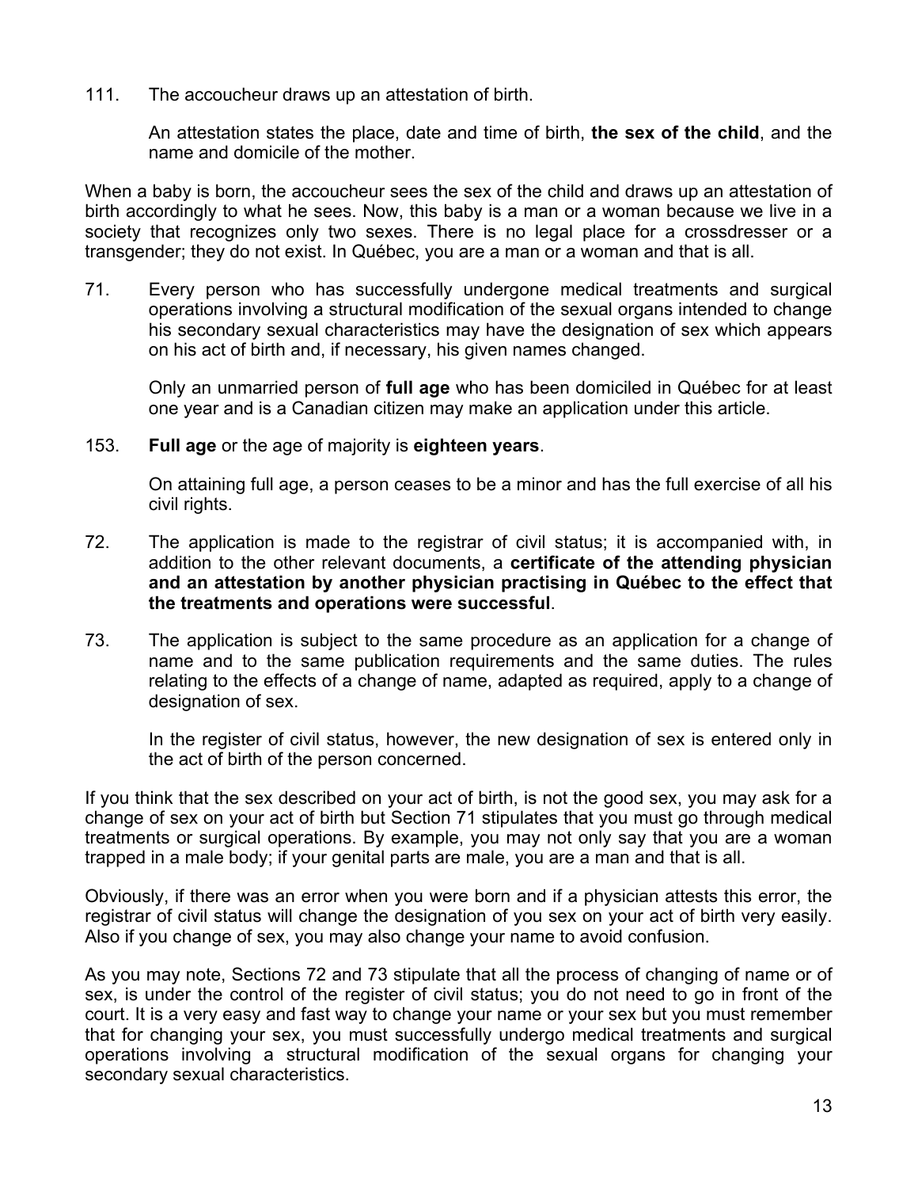111. The accoucheur draws up an attestation of birth.

An attestation states the place, date and time of birth, **the sex of the child**, and the name and domicile of the mother.

When a baby is born, the accoucheur sees the sex of the child and draws up an attestation of birth accordingly to what he sees. Now, this baby is a man or a woman because we live in a society that recognizes only two sexes. There is no legal place for a crossdresser or a transgender; they do not exist. In Québec, you are a man or a woman and that is all.

71. Every person who has successfully undergone medical treatments and surgical operations involving a structural modification of the sexual organs intended to change his secondary sexual characteristics may have the designation of sex which appears on his act of birth and, if necessary, his given names changed.

Only an unmarried person of **full age** who has been domiciled in Québec for at least one year and is a Canadian citizen may make an application under this article.

153. **Full age** or the age of majority is **eighteen years**.

On attaining full age, a person ceases to be a minor and has the full exercise of all his civil rights.

72. The application is made to the registrar of civil status; it is accompanied with, in addition to the other relevant documents, a **certificate of the attending physician and an attestation by another physician practising in Québec to the effect that the treatments and operations were successful**.

73. The application is subject to the same procedure as an application for a change of name and to the same publication requirements and the same duties. The rules relating to the effects of a change of name, adapted as required, apply to a change of designation of sex.

In the register of civil status, however, the new designation of sex is entered only in the act of birth of the person concerned.

If you think that the sex described on your act of birth, is not the good sex, you may ask for a change of sex on your act of birth but Section 71 stipulates that you must go through medical treatments or surgical operations. By example, you may not only say that you are a woman trapped in a male body; if your genital parts are male, you are a man and that is all.

Obviously, if there was an error when you were born and if a physician attests this error, the registrar of civil status will change the designation of you sex on your act of birth very easily. Also if you change of sex, you may also change your name to avoid confusion.

As you may note, Sections 72 and 73 stipulate that all the process of changing of name or of sex, is under the control of the register of civil status; you do not need to go in front of the court. It is a very easy and fast way to change your name or your sex but you must remember that for changing your sex, you must successfully undergo medical treatments and surgical operations involving a structural modification of the sexual organs for changing your secondary sexual characteristics.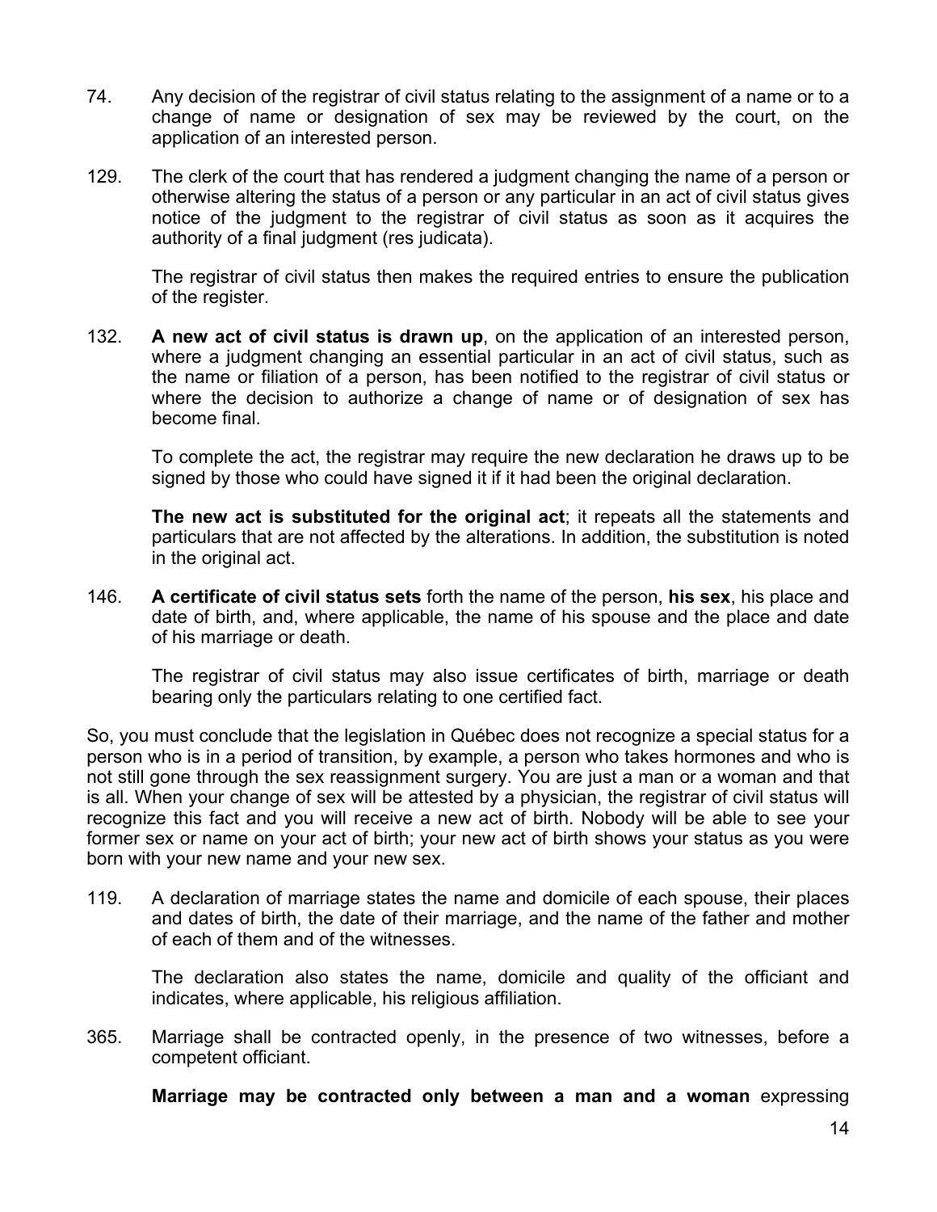74. Any decision of the registrar of civil status relating to the assignment of a name or to a change of name or designation of sex may be reviewed by the court, on the application of an interested person.

129. The clerk of the court that has rendered a judgment changing the name of a person or otherwise altering the status of a person or any particular in an act of civil status gives notice of the judgment to the registrar of civil status as soon as it acquires the authority of a final judgment (res judicata).

 The registrar of civil status then makes the required entries to ensure the publication of the register.

132. **A new act of civil status is drawn up**, on the application of an interested person, where a judgment changing an essential particular in an act of civil status, such as the name or filiation of a person, has been notified to the registrar of civil status or where the decision to authorize a change of name or of designation of sex has become final.

 To complete the act, the registrar may require the new declaration he draws up to be signed by those who could have signed it if it had been the original declaration.

 **The new act is substituted for the original act**; it repeats all the statements and particulars that are not affected by the alterations. In addition, the substitution is noted in the original act.

146. **A certificate of civil status sets** forth the name of the person, **his sex**, his place and date of birth, and, where applicable, the name of his spouse and the place and date of his marriage or death.

 The registrar of civil status may also issue certificates of birth, marriage or death bearing only the particulars relating to one certified fact.

So, you must conclude that the legislation in Québec does not recognize a special status for a person who is in a period of transition, by example, a person who takes hormones and who is not still gone through the sex reassignment surgery. You are just a man or a woman and that is all. When your change of sex will be attested by a physician, the registrar of civil status will recognize this fact and you will receive a new act of birth. Nobody will be able to see your former sex or name on your act of birth; your new act of birth shows your status as you were born with your new name and your new sex.

119. A declaration of marriage states the name and domicile of each spouse, their places and dates of birth, the date of their marriage, and the name of the father and mother of each of them and of the witnesses.

 The declaration also states the name, domicile and quality of the officiant and indicates, where applicable, his religious affiliation.

365. Marriage shall be contracted openly, in the presence of two witnesses, before a competent officiant.

 **Marriage may be contracted only between a man and a woman** expressing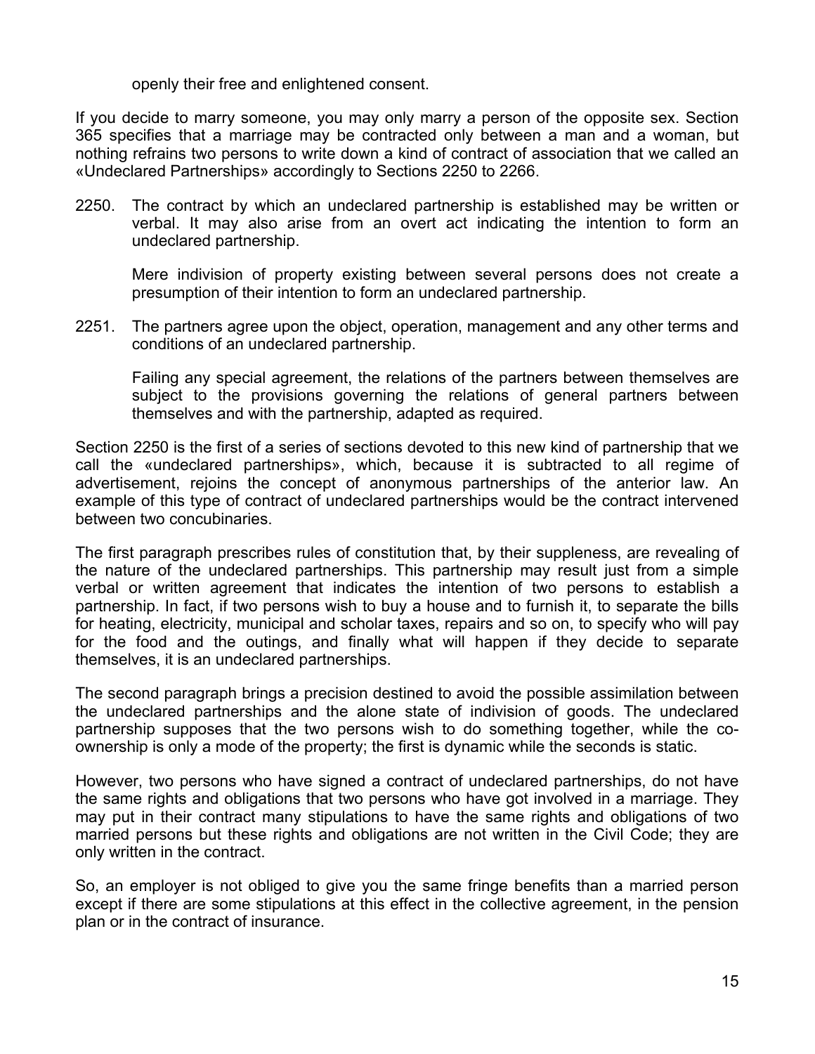openly their free and enlightened consent.

If you decide to marry someone, you may only marry a person of the opposite sex. Section 365 specifies that a marriage may be contracted only between a man and a woman, but nothing refrains two persons to write down a kind of contract of association that we called an «Undeclared Partnerships» accordingly to Sections 2250 to 2266.

2250. The contract by which an undeclared partnership is established may be written or verbal. It may also arise from an overt act indicating the intention to form an undeclared partnership.

Mere indivision of property existing between several persons does not create a presumption of their intention to form an undeclared partnership.

2251. The partners agree upon the object, operation, management and any other terms and conditions of an undeclared partnership.

Failing any special agreement, the relations of the partners between themselves are subject to the provisions governing the relations of general partners between themselves and with the partnership, adapted as required.

Section 2250 is the first of a series of sections devoted to this new kind of partnership that we call the «undeclared partnerships», which, because it is subtracted to all regime of advertisement, rejoins the concept of anonymous partnerships of the anterior law. An example of this type of contract of undeclared partnerships would be the contract intervened between two concubinaries.

The first paragraph prescribes rules of constitution that, by their suppleness, are revealing of the nature of the undeclared partnerships. This partnership may result just from a simple verbal or written agreement that indicates the intention of two persons to establish a partnership. In fact, if two persons wish to buy a house and to furnish it, to separate the bills for heating, electricity, municipal and scholar taxes, repairs and so on, to specify who will pay for the food and the outings, and finally what will happen if they decide to separate themselves, it is an undeclared partnerships.

The second paragraph brings a precision destined to avoid the possible assimilation between the undeclared partnerships and the alone state of indivision of goods. The undeclared partnership supposes that the two persons wish to do something together, while the co-ownership is only a mode of the property; the first is dynamic while the seconds is static.

However, two persons who have signed a contract of undeclared partnerships, do not have the same rights and obligations that two persons who have got involved in a marriage. They may put in their contract many stipulations to have the same rights and obligations of two married persons but these rights and obligations are not written in the Civil Code; they are only written in the contract.

So, an employer is not obliged to give you the same fringe benefits than a married person except if there are some stipulations at this effect in the collective agreement, in the pension plan or in the contract of insurance.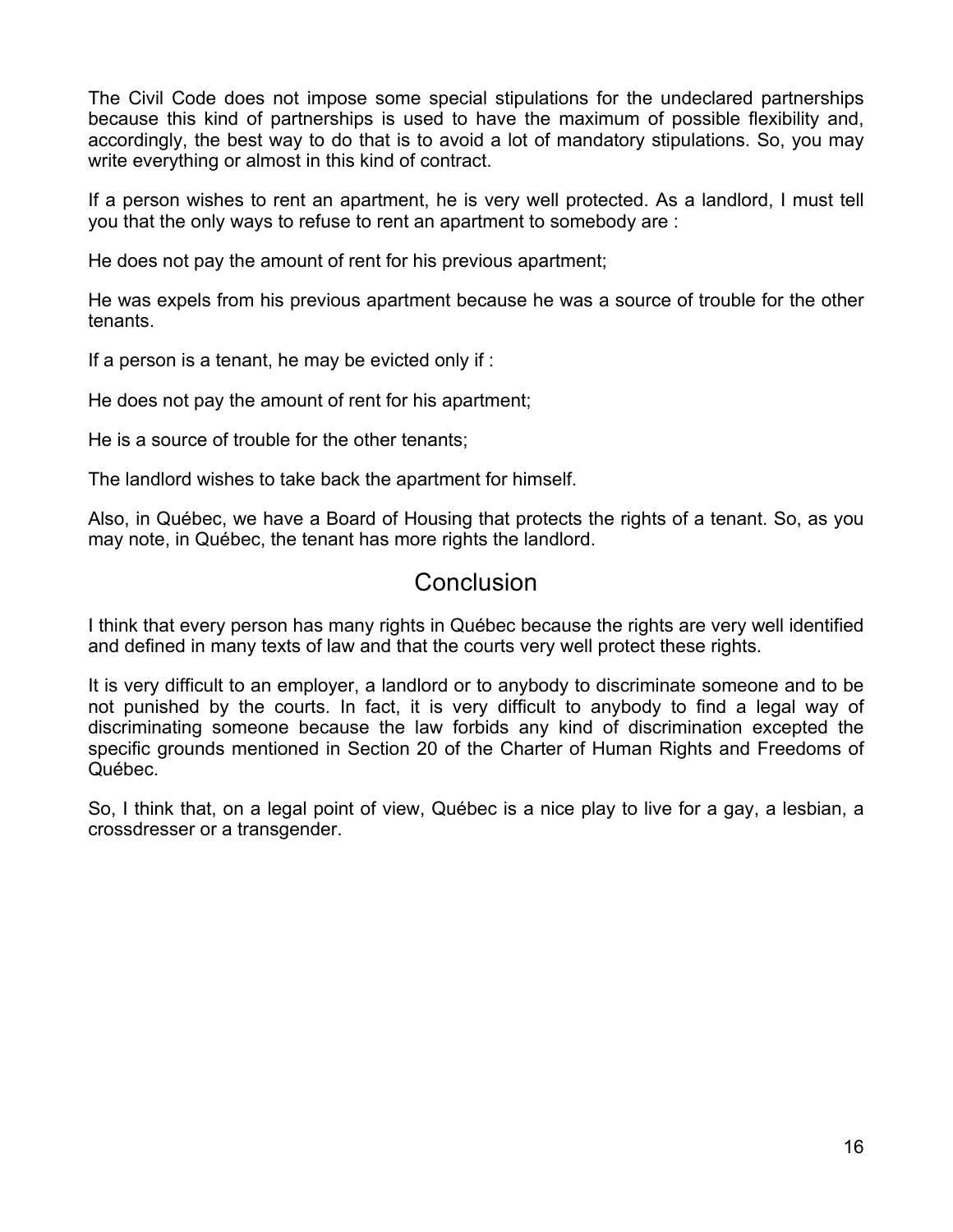The Civil Code does not impose some special stipulations for the undeclared partnerships because this kind of partnerships is used to have the maximum of possible flexibility and, accordingly, the best way to do that is to avoid a lot of mandatory stipulations. So, you may write everything or almost in this kind of contract.

If a person wishes to rent an apartment, he is very well protected. As a landlord, I must tell you that the only ways to refuse to rent an apartment to somebody are :

He does not pay the amount of rent for his previous apartment;

He was expels from his previous apartment because he was a source of trouble for the other tenants.

If a person is a tenant, he may be evicted only if :

He does not pay the amount of rent for his apartment;

He is a source of trouble for the other tenants;

The landlord wishes to take back the apartment for himself.

Also, in Québec, we have a Board of Housing that protects the rights of a tenant. So, as you may note, in Québec, the tenant has more rights the landlord.

## Conclusion

I think that every person has many rights in Québec because the rights are very well identified and defined in many texts of law and that the courts very well protect these rights.

It is very difficult to an employer, a landlord or to anybody to discriminate someone and to be not punished by the courts. In fact, it is very difficult to anybody to find a legal way of discriminating someone because the law forbids any kind of discrimination excepted the specific grounds mentioned in Section 20 of the Charter of Human Rights and Freedoms of Québec.

So, I think that, on a legal point of view, Québec is a nice play to live for a gay, a lesbian, a crossdresser or a transgender.